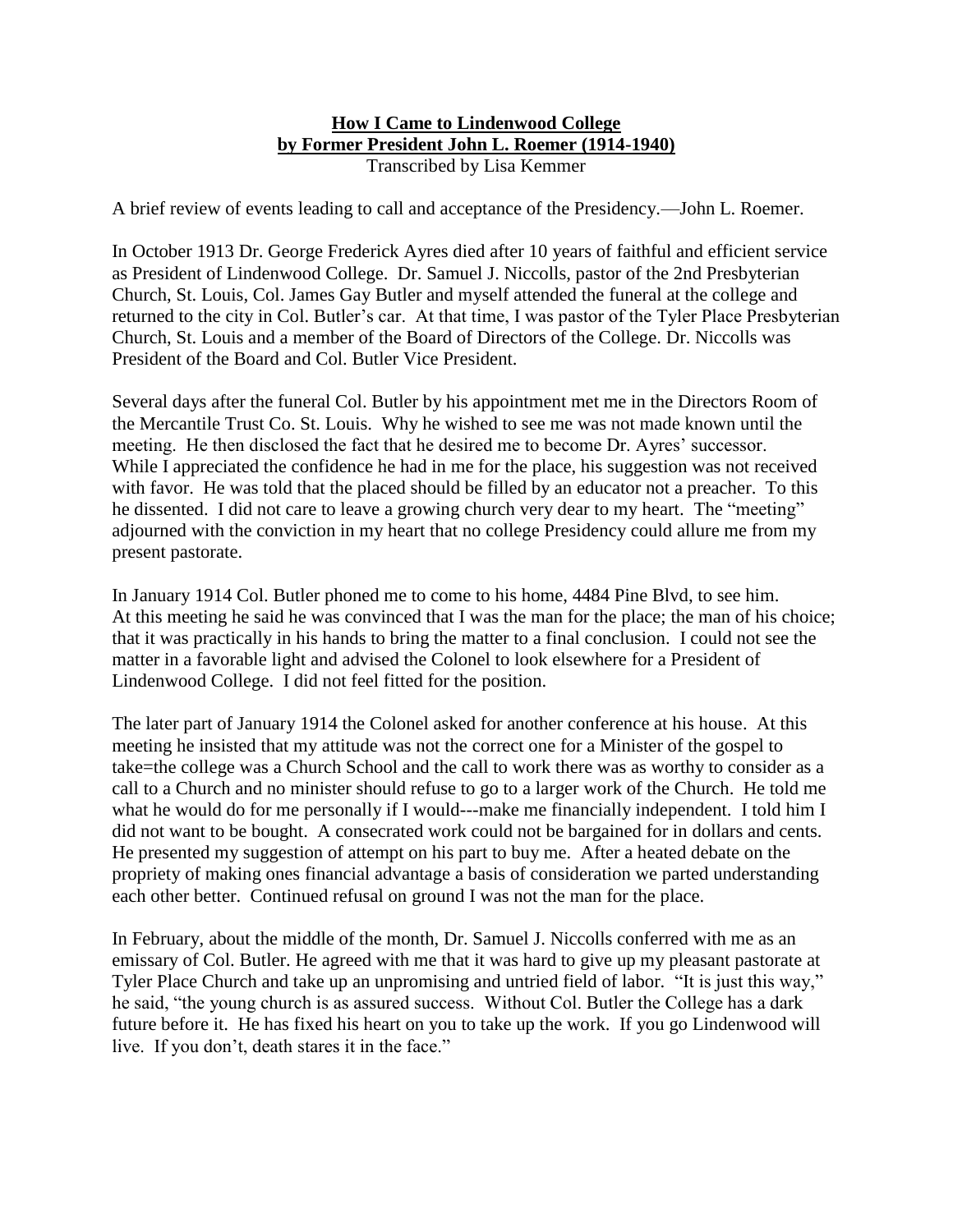**<u>How I Came to Lindenwood College</u>**
**<u>by Former President John L. Roemer (1914-1940)</u>**
Transcribed by Lisa Kemmer

A brief review of events leading to call and acceptance of the Presidency.—John L. Roemer.

In October 1913 Dr. George Frederick Ayres died after 10 years of faithful and efficient service as President of Lindenwood College. Dr. Samuel J. Niccolls, pastor of the 2nd Presbyterian Church, St. Louis, Col. James Gay Butler and myself attended the funeral at the college and returned to the city in Col. Butler's car. At that time, I was pastor of the Tyler Place Presbyterian Church, St. Louis and a member of the Board of Directors of the College. Dr. Niccolls was President of the Board and Col. Butler Vice President.

Several days after the funeral Col. Butler by his appointment met me in the Directors Room of the Mercantile Trust Co. St. Louis. Why he wished to see me was not made known until the meeting. He then disclosed the fact that he desired me to become Dr. Ayres' successor. While I appreciated the confidence he had in me for the place, his suggestion was not received with favor. He was told that the placed should be filled by an educator not a preacher. To this he dissented. I did not care to leave a growing church very dear to my heart. The "meeting" adjourned with the conviction in my heart that no college Presidency could allure me from my present pastorate.

In January 1914 Col. Butler phoned me to come to his home, 4484 Pine Blvd, to see him. At this meeting he said he was convinced that I was the man for the place; the man of his choice; that it was practically in his hands to bring the matter to a final conclusion. I could not see the matter in a favorable light and advised the Colonel to look elsewhere for a President of Lindenwood College. I did not feel fitted for the position.

The later part of January 1914 the Colonel asked for another conference at his house. At this meeting he insisted that my attitude was not the correct one for a Minister of the gospel to take=the college was a Church School and the call to work there was as worthy to consider as a call to a Church and no minister should refuse to go to a larger work of the Church. He told me what he would do for me personally if I would---make me financially independent. I told him I did not want to be bought. A consecrated work could not be bargained for in dollars and cents. He presented my suggestion of attempt on his part to buy me. After a heated debate on the propriety of making ones financial advantage a basis of consideration we parted understanding each other better. Continued refusal on ground I was not the man for the place.

In February, about the middle of the month, Dr. Samuel J. Niccolls conferred with me as an emissary of Col. Butler. He agreed with me that it was hard to give up my pleasant pastorate at Tyler Place Church and take up an unpromising and untried field of labor. "It is just this way," he said, "the young church is as assured success. Without Col. Butler the College has a dark future before it. He has fixed his heart on you to take up the work. If you go Lindenwood will live. If you don't, death stares it in the face."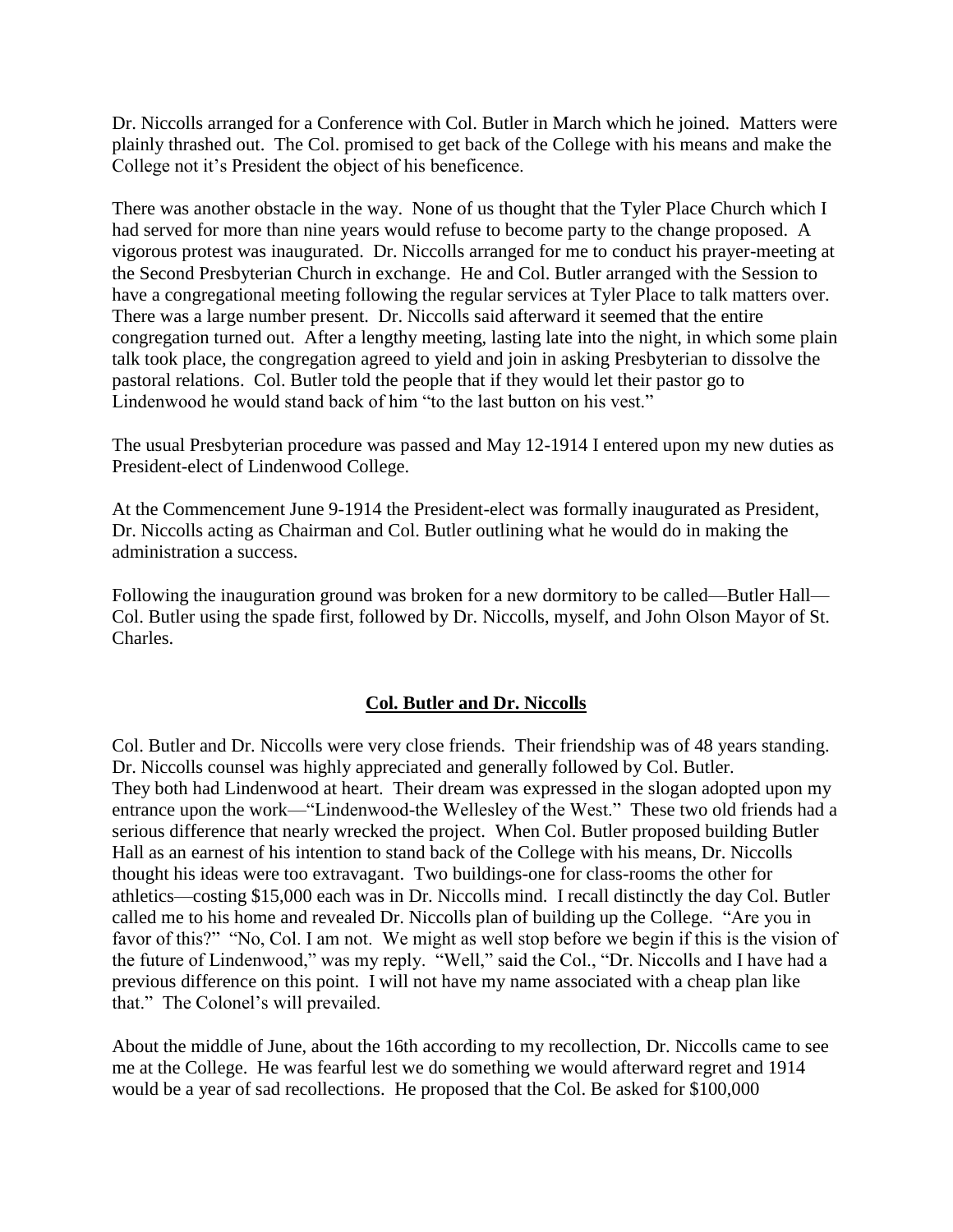Dr. Niccolls arranged for a Conference with Col. Butler in March which he joined. Matters were plainly thrashed out. The Col. promised to get back of the College with his means and make the College not it's President the object of his beneficence.

There was another obstacle in the way. None of us thought that the Tyler Place Church which I had served for more than nine years would refuse to become party to the change proposed. A vigorous protest was inaugurated. Dr. Niccolls arranged for me to conduct his prayer-meeting at the Second Presbyterian Church in exchange. He and Col. Butler arranged with the Session to have a congregational meeting following the regular services at Tyler Place to talk matters over. There was a large number present. Dr. Niccolls said afterward it seemed that the entire congregation turned out. After a lengthy meeting, lasting late into the night, in which some plain talk took place, the congregation agreed to yield and join in asking Presbyterian to dissolve the pastoral relations. Col. Butler told the people that if they would let their pastor go to Lindenwood he would stand back of him "to the last button on his vest."

The usual Presbyterian procedure was passed and May 12-1914 I entered upon my new duties as President-elect of Lindenwood College.

At the Commencement June 9-1914 the President-elect was formally inaugurated as President, Dr. Niccolls acting as Chairman and Col. Butler outlining what he would do in making the administration a success.

Following the inauguration ground was broken for a new dormitory to be called—Butler Hall—Col. Butler using the spade first, followed by Dr. Niccolls, myself, and John Olson Mayor of St. Charles.

## <u>Col. Butler and Dr. Niccolls</u>

Col. Butler and Dr. Niccolls were very close friends. Their friendship was of 48 years standing. Dr. Niccolls counsel was highly appreciated and generally followed by Col. Butler. They both had Lindenwood at heart. Their dream was expressed in the slogan adopted upon my entrance upon the work—"Lindenwood-the Wellesley of the West." These two old friends had a serious difference that nearly wrecked the project. When Col. Butler proposed building Butler Hall as an earnest of his intention to stand back of the College with his means, Dr. Niccolls thought his ideas were too extravagant. Two buildings-one for class-rooms the other for athletics—costing $15,000 each was in Dr. Niccolls mind. I recall distinctly the day Col. Butler called me to his home and revealed Dr. Niccolls plan of building up the College. "Are you in favor of this?" "No, Col. I am not. We might as well stop before we begin if this is the vision of the future of Lindenwood," was my reply. "Well," said the Col., "Dr. Niccolls and I have had a previous difference on this point. I will not have my name associated with a cheap plan like that." The Colonel's will prevailed.

About the middle of June, about the 16th according to my recollection, Dr. Niccolls came to see me at the College. He was fearful lest we do something we would afterward regret and 1914 would be a year of sad recollections. He proposed that the Col. Be asked for $100,000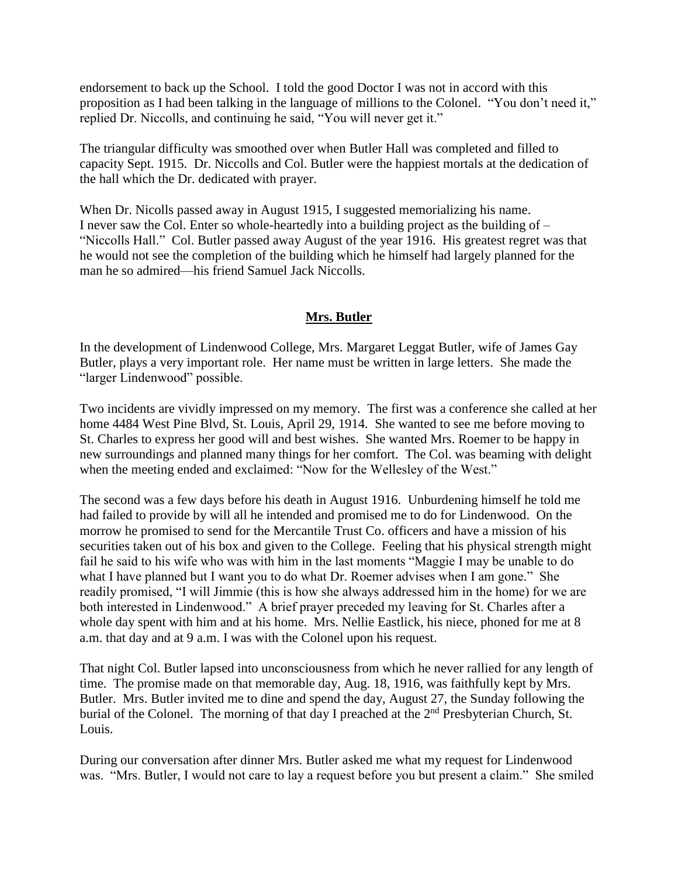endorsement to back up the School. I told the good Doctor I was not in accord with this proposition as I had been talking in the language of millions to the Colonel. "You don't need it," replied Dr. Niccolls, and continuing he said, "You will never get it."

The triangular difficulty was smoothed over when Butler Hall was completed and filled to capacity Sept. 1915. Dr. Niccolls and Col. Butler were the happiest mortals at the dedication of the hall which the Dr. dedicated with prayer.

When Dr. Nicolls passed away in August 1915, I suggested memorializing his name. I never saw the Col. Enter so whole-heartedly into a building project as the building of – "Niccolls Hall." Col. Butler passed away August of the year 1916. His greatest regret was that he would not see the completion of the building which he himself had largely planned for the man he so admired—his friend Samuel Jack Niccolls.

## Mrs. Butler

In the development of Lindenwood College, Mrs. Margaret Leggat Butler, wife of James Gay Butler, plays a very important role. Her name must be written in large letters. She made the "larger Lindenwood" possible.

Two incidents are vividly impressed on my memory. The first was a conference she called at her home 4484 West Pine Blvd, St. Louis, April 29, 1914. She wanted to see me before moving to St. Charles to express her good will and best wishes. She wanted Mrs. Roemer to be happy in new surroundings and planned many things for her comfort. The Col. was beaming with delight when the meeting ended and exclaimed: "Now for the Wellesley of the West."

The second was a few days before his death in August 1916. Unburdening himself he told me had failed to provide by will all he intended and promised me to do for Lindenwood. On the morrow he promised to send for the Mercantile Trust Co. officers and have a mission of his securities taken out of his box and given to the College. Feeling that his physical strength might fail he said to his wife who was with him in the last moments "Maggie I may be unable to do what I have planned but I want you to do what Dr. Roemer advises when I am gone." She readily promised, "I will Jimmie (this is how she always addressed him in the home) for we are both interested in Lindenwood." A brief prayer preceded my leaving for St. Charles after a whole day spent with him and at his home. Mrs. Nellie Eastlick, his niece, phoned for me at 8 a.m. that day and at 9 a.m. I was with the Colonel upon his request.

That night Col. Butler lapsed into unconsciousness from which he never rallied for any length of time. The promise made on that memorable day, Aug. 18, 1916, was faithfully kept by Mrs. Butler. Mrs. Butler invited me to dine and spend the day, August 27, the Sunday following the burial of the Colonel. The morning of that day I preached at the 2nd Presbyterian Church, St. Louis.

During our conversation after dinner Mrs. Butler asked me what my request for Lindenwood was. "Mrs. Butler, I would not care to lay a request before you but present a claim." She smiled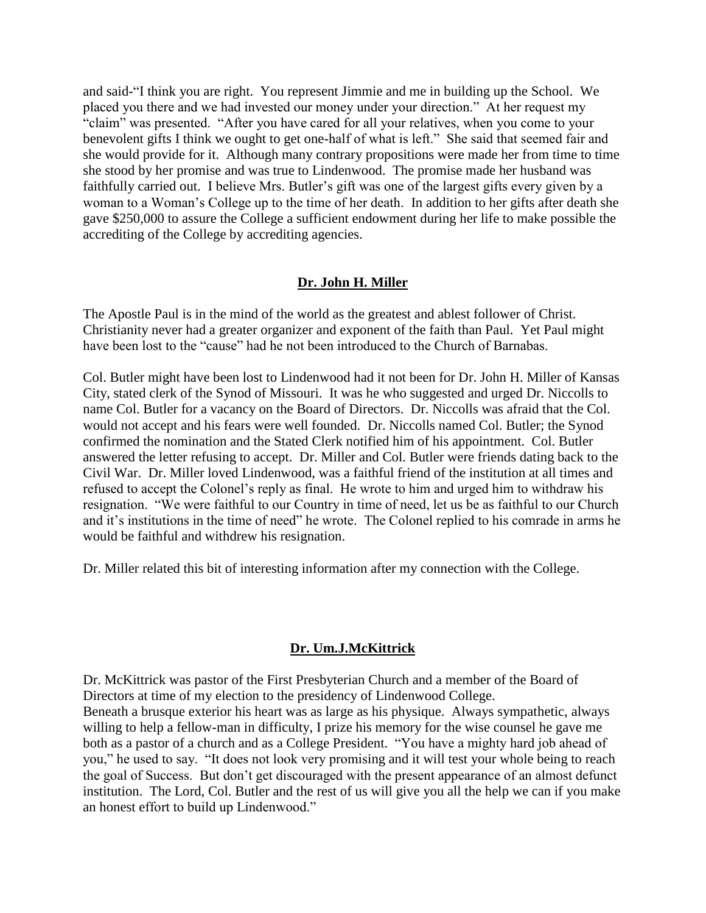and said-"I think you are right. You represent Jimmie and me in building up the School. We placed you there and we had invested our money under your direction." At her request my "claim" was presented. "After you have cared for all your relatives, when you come to your benevolent gifts I think we ought to get one-half of what is left." She said that seemed fair and she would provide for it. Although many contrary propositions were made her from time to time she stood by her promise and was true to Lindenwood. The promise made her husband was faithfully carried out. I believe Mrs. Butler's gift was one of the largest gifts every given by a woman to a Woman's College up to the time of her death. In addition to her gifts after death she gave $250,000 to assure the College a sufficient endowment during her life to make possible the accrediting of the College by accrediting agencies.

## Dr. John H. Miller

The Apostle Paul is in the mind of the world as the greatest and ablest follower of Christ. Christianity never had a greater organizer and exponent of the faith than Paul. Yet Paul might have been lost to the "cause" had he not been introduced to the Church of Barnabas.

Col. Butler might have been lost to Lindenwood had it not been for Dr. John H. Miller of Kansas City, stated clerk of the Synod of Missouri. It was he who suggested and urged Dr. Niccolls to name Col. Butler for a vacancy on the Board of Directors. Dr. Niccolls was afraid that the Col. would not accept and his fears were well founded. Dr. Niccolls named Col. Butler; the Synod confirmed the nomination and the Stated Clerk notified him of his appointment. Col. Butler answered the letter refusing to accept. Dr. Miller and Col. Butler were friends dating back to the Civil War. Dr. Miller loved Lindenwood, was a faithful friend of the institution at all times and refused to accept the Colonel's reply as final. He wrote to him and urged him to withdraw his resignation. "We were faithful to our Country in time of need, let us be as faithful to our Church and it's institutions in the time of need" he wrote. The Colonel replied to his comrade in arms he would be faithful and withdrew his resignation.

Dr. Miller related this bit of interesting information after my connection with the College.

## Dr. Um.J.McKittrick

Dr. McKittrick was pastor of the First Presbyterian Church and a member of the Board of Directors at time of my election to the presidency of Lindenwood College.
Beneath a brusque exterior his heart was as large as his physique. Always sympathetic, always willing to help a fellow-man in difficulty, I prize his memory for the wise counsel he gave me both as a pastor of a church and as a College President. "You have a mighty hard job ahead of you," he used to say. "It does not look very promising and it will test your whole being to reach the goal of Success. But don't get discouraged with the present appearance of an almost defunct institution. The Lord, Col. Butler and the rest of us will give you all the help we can if you make an honest effort to build up Lindenwood."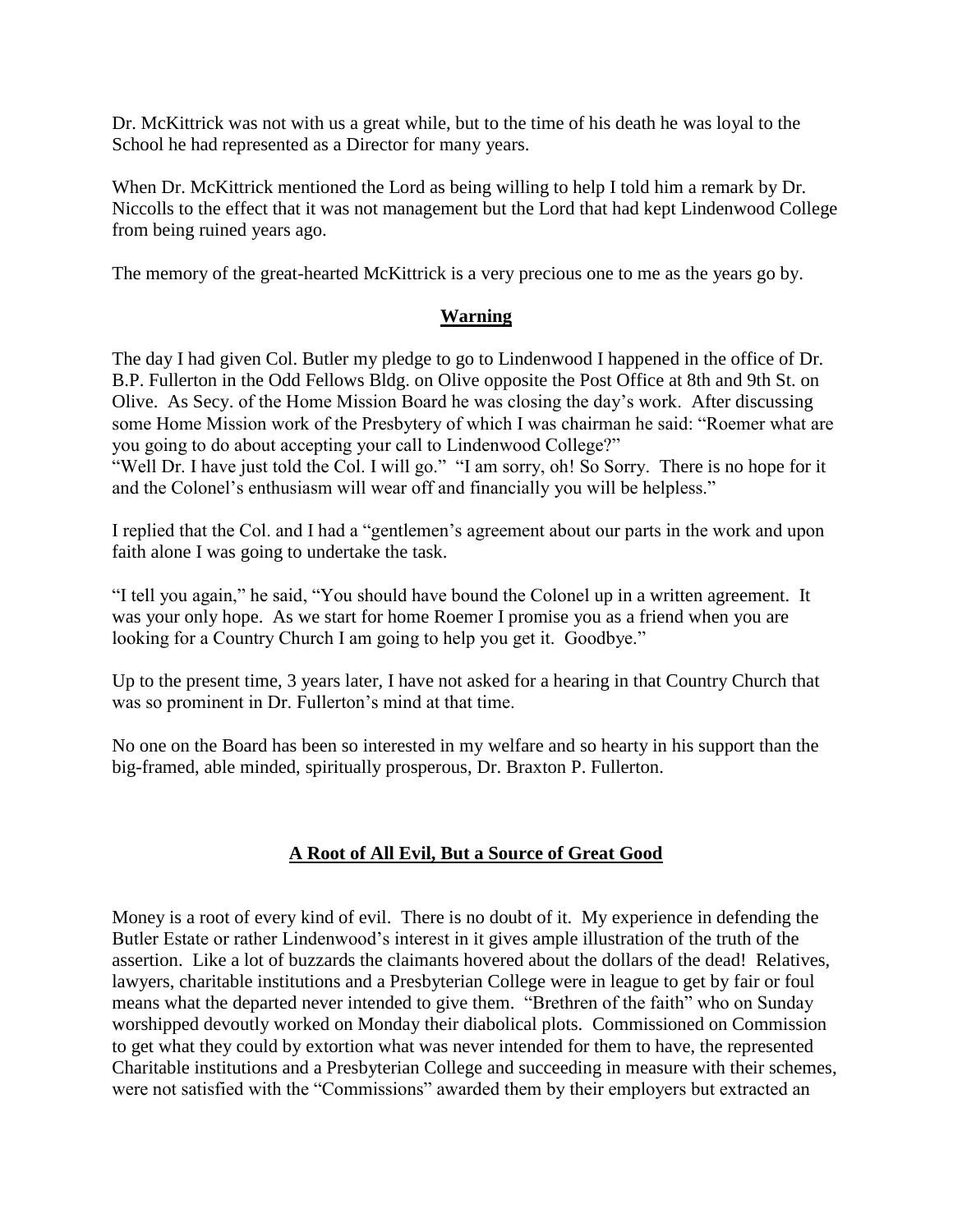Dr. McKittrick was not with us a great while, but to the time of his death he was loyal to the School he had represented as a Director for many years.

When Dr. McKittrick mentioned the Lord as being willing to help I told him a remark by Dr. Niccolls to the effect that it was not management but the Lord that had kept Lindenwood College from being ruined years ago.

The memory of the great-hearted McKittrick is a very precious one to me as the years go by.

## Warning

The day I had given Col. Butler my pledge to go to Lindenwood I happened in the office of Dr. B.P. Fullerton in the Odd Fellows Bldg. on Olive opposite the Post Office at 8th and 9th St. on Olive. As Secy. of the Home Mission Board he was closing the day's work. After discussing some Home Mission work of the Presbytery of which I was chairman he said: "Roemer what are you going to do about accepting your call to Lindenwood College?"
"Well Dr. I have just told the Col. I will go." "I am sorry, oh! So Sorry. There is no hope for it and the Colonel's enthusiasm will wear off and financially you will be helpless."

I replied that the Col. and I had a "gentlemen's agreement about our parts in the work and upon faith alone I was going to undertake the task.

"I tell you again," he said, "You should have bound the Colonel up in a written agreement. It was your only hope. As we start for home Roemer I promise you as a friend when you are looking for a Country Church I am going to help you get it. Goodbye."

Up to the present time, 3 years later, I have not asked for a hearing in that Country Church that was so prominent in Dr. Fullerton's mind at that time.

No one on the Board has been so interested in my welfare and so hearty in his support than the big-framed, able minded, spiritually prosperous, Dr. Braxton P. Fullerton.

## A Root of All Evil, But a Source of Great Good

Money is a root of every kind of evil. There is no doubt of it. My experience in defending the Butler Estate or rather Lindenwood's interest in it gives ample illustration of the truth of the assertion. Like a lot of buzzards the claimants hovered about the dollars of the dead! Relatives, lawyers, charitable institutions and a Presbyterian College were in league to get by fair or foul means what the departed never intended to give them. "Brethren of the faith" who on Sunday worshipped devoutly worked on Monday their diabolical plots. Commissioned on Commission to get what they could by extortion what was never intended for them to have, the represented Charitable institutions and a Presbyterian College and succeeding in measure with their schemes, were not satisfied with the "Commissions" awarded them by their employers but extracted an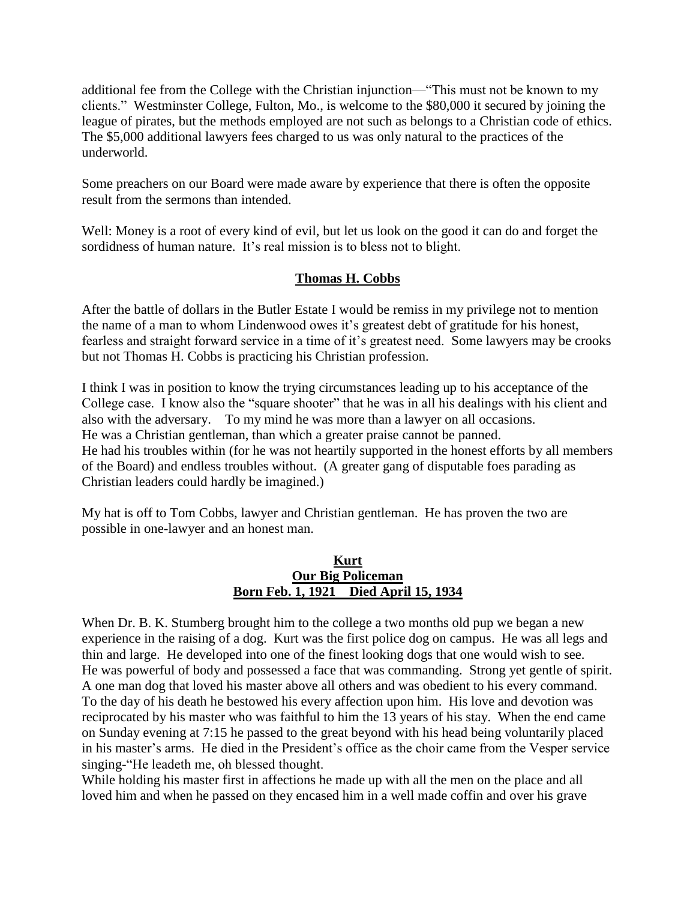additional fee from the College with the Christian injunction—"This must not be known to my clients." Westminster College, Fulton, Mo., is welcome to the $80,000 it secured by joining the league of pirates, but the methods employed are not such as belongs to a Christian code of ethics. The $5,000 additional lawyers fees charged to us was only natural to the practices of the underworld.

Some preachers on our Board were made aware by experience that there is often the opposite result from the sermons than intended.

Well: Money is a root of every kind of evil, but let us look on the good it can do and forget the sordidness of human nature. It's real mission is to bless not to blight.

## **Thomas H. Cobbs**

After the battle of dollars in the Butler Estate I would be remiss in my privilege not to mention the name of a man to whom Lindenwood owes it's greatest debt of gratitude for his honest, fearless and straight forward service in a time of it's greatest need. Some lawyers may be crooks but not Thomas H. Cobbs is practicing his Christian profession.

I think I was in position to know the trying circumstances leading up to his acceptance of the College case. I know also the "square shooter" that he was in all his dealings with his client and also with the adversary. To my mind he was more than a lawyer on all occasions.
He was a Christian gentleman, than which a greater praise cannot be panned.
He had his troubles within (for he was not heartily supported in the honest efforts by all members of the Board) and endless troubles without. (A greater gang of disputable foes parading as Christian leaders could hardly be imagined.)

My hat is off to Tom Cobbs, lawyer and Christian gentleman. He has proven the two are possible in one-lawyer and an honest man.

## **Kurt**
## **Our Big Policeman**
## **Born Feb. 1, 1921 Died April 15, 1934**

When Dr. B. K. Stumberg brought him to the college a two months old pup we began a new experience in the raising of a dog. Kurt was the first police dog on campus. He was all legs and thin and large. He developed into one of the finest looking dogs that one would wish to see.
He was powerful of body and possessed a face that was commanding. Strong yet gentle of spirit.
A one man dog that loved his master above all others and was obedient to his every command.
To the day of his death he bestowed his every affection upon him. His love and devotion was reciprocated by his master who was faithful to him the 13 years of his stay. When the end came on Sunday evening at 7:15 he passed to the great beyond with his head being voluntarily placed in his master's arms. He died in the President's office as the choir came from the Vesper service singing-"He leadeth me, oh blessed thought.
While holding his master first in affections he made up with all the men on the place and all loved him and when he passed on they encased him in a well made coffin and over his grave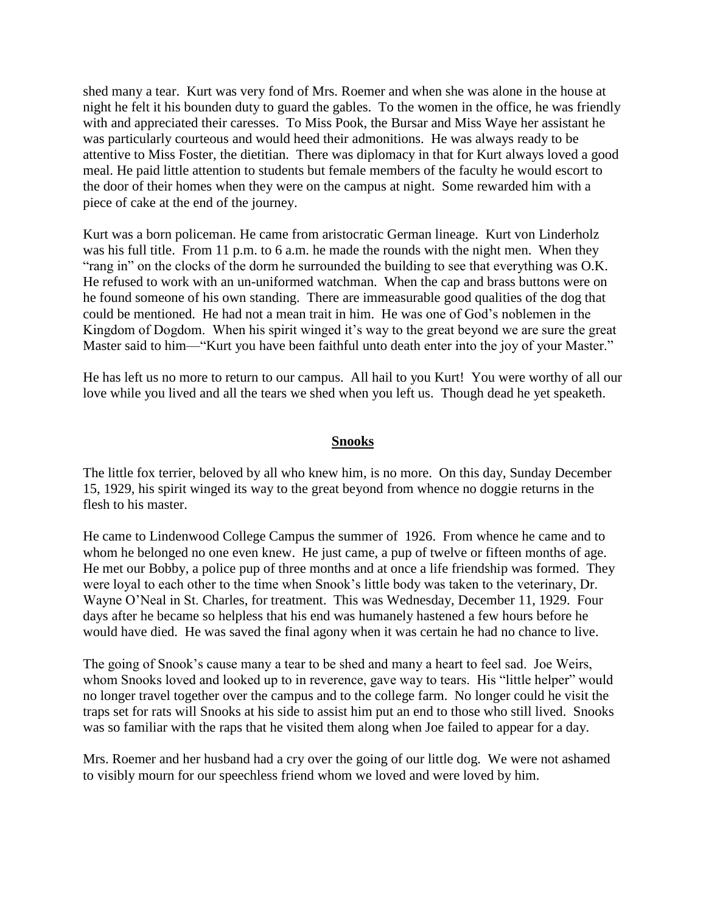shed many a tear. Kurt was very fond of Mrs. Roemer and when she was alone in the house at night he felt it his bounden duty to guard the gables. To the women in the office, he was friendly with and appreciated their caresses. To Miss Pook, the Bursar and Miss Waye her assistant he was particularly courteous and would heed their admonitions. He was always ready to be attentive to Miss Foster, the dietitian. There was diplomacy in that for Kurt always loved a good meal. He paid little attention to students but female members of the faculty he would escort to the door of their homes when they were on the campus at night. Some rewarded him with a piece of cake at the end of the journey.

Kurt was a born policeman. He came from aristocratic German lineage. Kurt von Linderholz was his full title. From 11 p.m. to 6 a.m. he made the rounds with the night men. When they "rang in" on the clocks of the dorm he surrounded the building to see that everything was O.K. He refused to work with an un-uniformed watchman. When the cap and brass buttons were on he found someone of his own standing. There are immeasurable good qualities of the dog that could be mentioned. He had not a mean trait in him. He was one of God's noblemen in the Kingdom of Dogdom. When his spirit winged it's way to the great beyond we are sure the great Master said to him—"Kurt you have been faithful unto death enter into the joy of your Master."

He has left us no more to return to our campus. All hail to you Kurt! You were worthy of all our love while you lived and all the tears we shed when you left us. Though dead he yet speaketh.

## Snooks

The little fox terrier, beloved by all who knew him, is no more. On this day, Sunday December 15, 1929, his spirit winged its way to the great beyond from whence no doggie returns in the flesh to his master.

He came to Lindenwood College Campus the summer of 1926. From whence he came and to whom he belonged no one even knew. He just came, a pup of twelve or fifteen months of age. He met our Bobby, a police pup of three months and at once a life friendship was formed. They were loyal to each other to the time when Snook's little body was taken to the veterinary, Dr. Wayne O'Neal in St. Charles, for treatment. This was Wednesday, December 11, 1929. Four days after he became so helpless that his end was humanely hastened a few hours before he would have died. He was saved the final agony when it was certain he had no chance to live.

The going of Snook's cause many a tear to be shed and many a heart to feel sad. Joe Weirs, whom Snooks loved and looked up to in reverence, gave way to tears. His "little helper" would no longer travel together over the campus and to the college farm. No longer could he visit the traps set for rats will Snooks at his side to assist him put an end to those who still lived. Snooks was so familiar with the raps that he visited them along when Joe failed to appear for a day.

Mrs. Roemer and her husband had a cry over the going of our little dog. We were not ashamed to visibly mourn for our speechless friend whom we loved and were loved by him.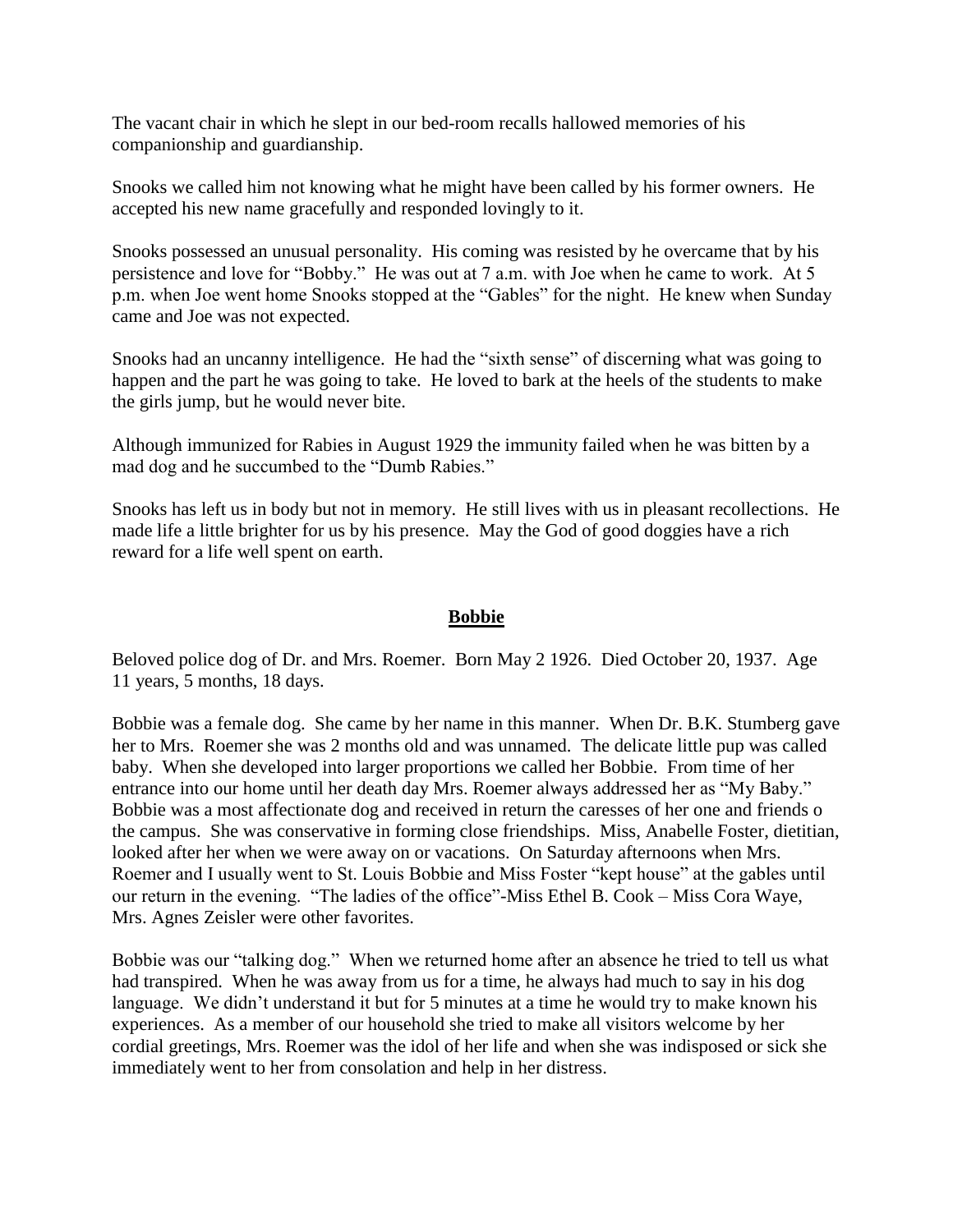The vacant chair in which he slept in our bed-room recalls hallowed memories of his companionship and guardianship.

Snooks we called him not knowing what he might have been called by his former owners. He accepted his new name gracefully and responded lovingly to it.

Snooks possessed an unusual personality. His coming was resisted by he overcame that by his persistence and love for "Bobby." He was out at 7 a.m. with Joe when he came to work. At 5 p.m. when Joe went home Snooks stopped at the "Gables" for the night. He knew when Sunday came and Joe was not expected.

Snooks had an uncanny intelligence. He had the "sixth sense" of discerning what was going to happen and the part he was going to take. He loved to bark at the heels of the students to make the girls jump, but he would never bite.

Although immunized for Rabies in August 1929 the immunity failed when he was bitten by a mad dog and he succumbed to the "Dumb Rabies."

Snooks has left us in body but not in memory. He still lives with us in pleasant recollections. He made life a little brighter for us by his presence. May the God of good doggies have a rich reward for a life well spent on earth.

## **Bobbie**

Beloved police dog of Dr. and Mrs. Roemer. Born May 2 1926. Died October 20, 1937. Age 11 years, 5 months, 18 days.

Bobbie was a female dog. She came by her name in this manner. When Dr. B.K. Stumberg gave her to Mrs. Roemer she was 2 months old and was unnamed. The delicate little pup was called baby. When she developed into larger proportions we called her Bobbie. From time of her entrance into our home until her death day Mrs. Roemer always addressed her as "My Baby." Bobbie was a most affectionate dog and received in return the caresses of her one and friends o the campus. She was conservative in forming close friendships. Miss, Anabelle Foster, dietitian, looked after her when we were away on or vacations. On Saturday afternoons when Mrs. Roemer and I usually went to St. Louis Bobbie and Miss Foster "kept house" at the gables until our return in the evening. "The ladies of the office"-Miss Ethel B. Cook – Miss Cora Waye, Mrs. Agnes Zeisler were other favorites.

Bobbie was our "talking dog." When we returned home after an absence he tried to tell us what had transpired. When he was away from us for a time, he always had much to say in his dog language. We didn't understand it but for 5 minutes at a time he would try to make known his experiences. As a member of our household she tried to make all visitors welcome by her cordial greetings, Mrs. Roemer was the idol of her life and when she was indisposed or sick she immediately went to her from consolation and help in her distress.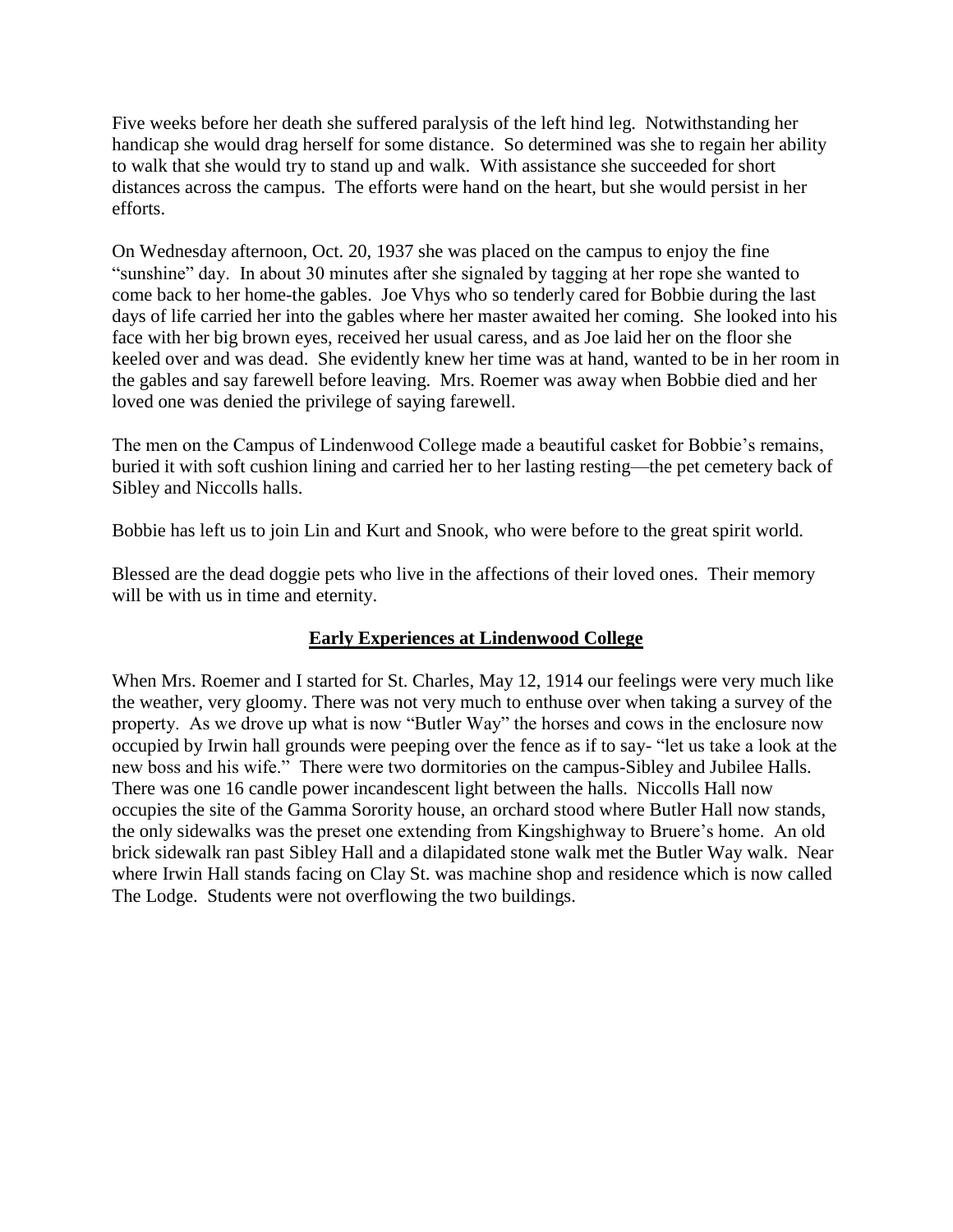Five weeks before her death she suffered paralysis of the left hind leg. Notwithstanding her handicap she would drag herself for some distance. So determined was she to regain her ability to walk that she would try to stand up and walk. With assistance she succeeded for short distances across the campus. The efforts were hand on the heart, but she would persist in her efforts.

On Wednesday afternoon, Oct. 20, 1937 she was placed on the campus to enjoy the fine "sunshine" day. In about 30 minutes after she signaled by tagging at her rope she wanted to come back to her home-the gables. Joe Vhys who so tenderly cared for Bobbie during the last days of life carried her into the gables where her master awaited her coming. She looked into his face with her big brown eyes, received her usual caress, and as Joe laid her on the floor she keeled over and was dead. She evidently knew her time was at hand, wanted to be in her room in the gables and say farewell before leaving. Mrs. Roemer was away when Bobbie died and her loved one was denied the privilege of saying farewell.

The men on the Campus of Lindenwood College made a beautiful casket for Bobbie's remains, buried it with soft cushion lining and carried her to her lasting resting—the pet cemetery back of Sibley and Niccolls halls.

Bobbie has left us to join Lin and Kurt and Snook, who were before to the great spirit world.

Blessed are the dead doggie pets who live in the affections of their loved ones. Their memory will be with us in time and eternity.

## **Early Experiences at Lindenwood College**

When Mrs. Roemer and I started for St. Charles, May 12, 1914 our feelings were very much like the weather, very gloomy. There was not very much to enthuse over when taking a survey of the property. As we drove up what is now "Butler Way" the horses and cows in the enclosure now occupied by Irwin hall grounds were peeping over the fence as if to say- "let us take a look at the new boss and his wife." There were two dormitories on the campus-Sibley and Jubilee Halls. There was one 16 candle power incandescent light between the halls. Niccolls Hall now occupies the site of the Gamma Sorority house, an orchard stood where Butler Hall now stands, the only sidewalks was the preset one extending from Kingshighway to Bruere's home. An old brick sidewalk ran past Sibley Hall and a dilapidated stone walk met the Butler Way walk. Near where Irwin Hall stands facing on Clay St. was machine shop and residence which is now called The Lodge. Students were not overflowing the two buildings.